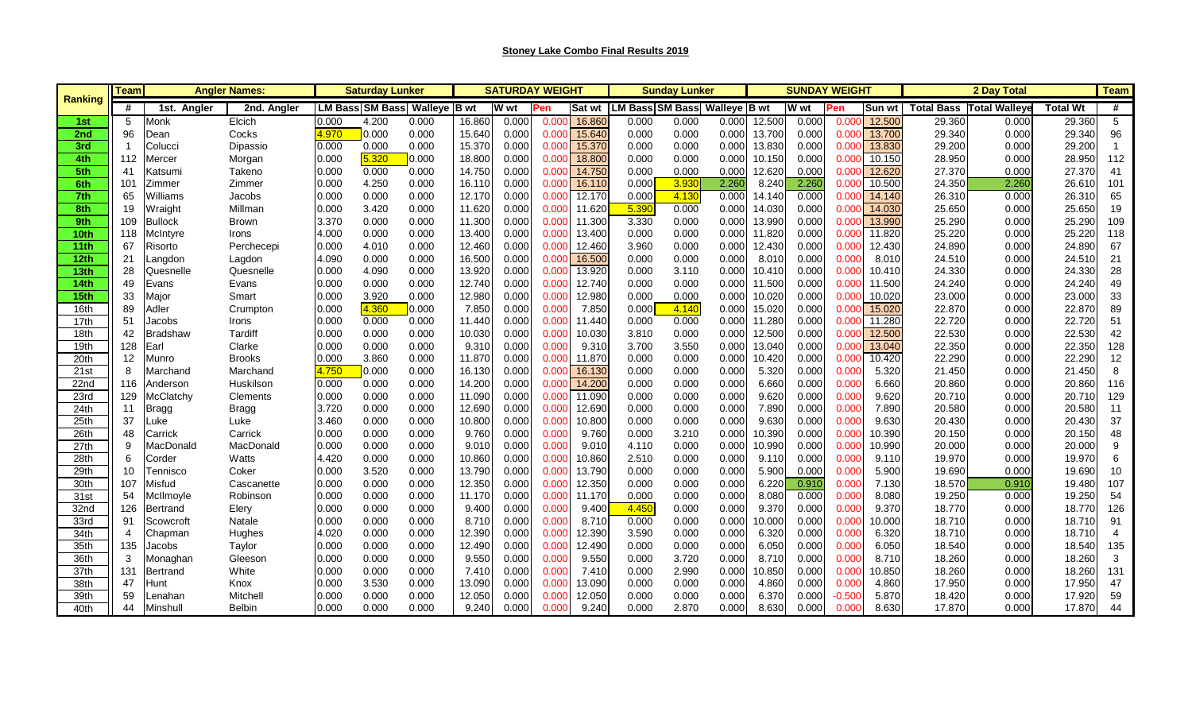# Stoney Lake Combo Final Results 2019

| Ranking | Team | Angler Names: | | Saturday Lunker | | | SATURDAY WEIGHT | | | | Sunday Lunker | | | SUNDAY WEIGHT | | | | 2 Day Total | | | Team |
|---|---|---|---|---|---|---|---|---|---|---|---|---|---|---|---|---|---|---|---|---|---|
| | # | 1st. Angler | 2nd. Angler | LM Bass | SM Bass | Walleye | B wt | W wt | Pen | Sat wt | LM Bass | SM Bass | Walleye | B wt | W wt | Pen | Sun wt | Total Bass | Total Walleye | Total Wt | # |
| 1st | 5 | Monk | Elcich | 0.000 | 4.200 | 0.000 | 16.860 | 0.000 | 0.000 | 16.860 | 0.000 | 0.000 | 0.000 | 12.500 | 0.000 | 0.000 | 12.500 | 29.360 | 0.000 | 29.360 | 5 |
| 2nd | 96 | Dean | Cocks | 4.970 | 0.000 | 0.000 | 15.640 | 0.000 | 0.000 | 15.640 | 0.000 | 0.000 | 0.000 | 13.700 | 0.000 | 0.000 | 13.700 | 29.340 | 0.000 | 29.340 | 96 |
| 3rd | 1 | Colucci | Dipassio | 0.000 | 0.000 | 0.000 | 15.370 | 0.000 | 0.000 | 15.370 | 0.000 | 0.000 | 0.000 | 13.830 | 0.000 | 0.000 | 13.830 | 29.200 | 0.000 | 29.200 | 1 |
| 4th | 112 | Mercer | Morgan | 0.000 | 5.320 | 0.000 | 18.800 | 0.000 | 0.000 | 18.800 | 0.000 | 0.000 | 0.000 | 10.150 | 0.000 | 0.000 | 10.150 | 28.950 | 0.000 | 28.950 | 112 |
| 5th | 41 | Katsumi | Takeno | 0.000 | 0.000 | 0.000 | 14.750 | 0.000 | 0.000 | 14.750 | 0.000 | 0.000 | 0.000 | 12.620 | 0.000 | 0.000 | 12.620 | 27.370 | 0.000 | 27.370 | 41 |
| 6th | 101 | Zimmer | Zimmer | 0.000 | 4.250 | 0.000 | 16.110 | 0.000 | 0.000 | 16.110 | 0.000 | 3.930 | 2.260 | 8.240 | 2.260 | 0.000 | 10.500 | 24.350 | 2.260 | 26.610 | 101 |
| 7th | 65 | Williams | Jacobs | 0.000 | 0.000 | 0.000 | 12.170 | 0.000 | 0.000 | 12.170 | 0.000 | 4.130 | 0.000 | 14.140 | 0.000 | 0.000 | 14.140 | 26.310 | 0.000 | 26.310 | 65 |
| 8th | 19 | Wraight | Millman | 0.000 | 3.420 | 0.000 | 11.620 | 0.000 | 0.000 | 11.620 | 5.390 | 0.000 | 0.000 | 14.030 | 0.000 | 0.000 | 14.030 | 25.650 | 0.000 | 25.650 | 19 |
| 9th | 109 | Bullock | Brown | 3.370 | 0.000 | 0.000 | 11.300 | 0.000 | 0.000 | 11.300 | 3.330 | 0.000 | 0.000 | 13.990 | 0.000 | 0.000 | 13.990 | 25.290 | 0.000 | 25.290 | 109 |
| 10th | 118 | McIntyre | Irons | 4.000 | 0.000 | 0.000 | 13.400 | 0.000 | 0.000 | 13.400 | 0.000 | 0.000 | 0.000 | 11.820 | 0.000 | 0.000 | 11.820 | 25.220 | 0.000 | 25.220 | 118 |
| 11th | 67 | Risorto | Perchecepi | 0.000 | 4.010 | 0.000 | 12.460 | 0.000 | 0.000 | 12.460 | 3.960 | 0.000 | 0.000 | 12.430 | 0.000 | 0.000 | 12.430 | 24.890 | 0.000 | 24.890 | 67 |
| 12th | 21 | Langdon | Lagdon | 4.090 | 0.000 | 0.000 | 16.500 | 0.000 | 0.000 | 16.500 | 0.000 | 0.000 | 0.000 | 8.010 | 0.000 | 0.000 | 8.010 | 24.510 | 0.000 | 24.510 | 21 |
| 13th | 28 | Quesnelle | Quesnelle | 0.000 | 4.090 | 0.000 | 13.920 | 0.000 | 0.000 | 13.920 | 0.000 | 3.110 | 0.000 | 10.410 | 0.000 | 0.000 | 10.410 | 24.330 | 0.000 | 24.330 | 28 |
| 14th | 49 | Evans | Evans | 0.000 | 0.000 | 0.000 | 12.740 | 0.000 | 0.000 | 12.740 | 0.000 | 0.000 | 0.000 | 11.500 | 0.000 | 0.000 | 11.500 | 24.240 | 0.000 | 24.240 | 49 |
| 15th | 33 | Major | Smart | 0.000 | 3.920 | 0.000 | 12.980 | 0.000 | 0.000 | 12.980 | 0.000 | 0.000 | 0.000 | 10.020 | 0.000 | 0.000 | 10.020 | 23.000 | 0.000 | 23.000 | 33 |
| 16th | 89 | Adler | Crumpton | 0.000 | 4.360 | 0.000 | 7.850 | 0.000 | 0.000 | 7.850 | 0.000 | 4.140 | 0.000 | 15.020 | 0.000 | 0.000 | 15.020 | 22.870 | 0.000 | 22.870 | 89 |
| 17th | 51 | Jacobs | Irons | 0.000 | 0.000 | 0.000 | 11.440 | 0.000 | 0.000 | 11.440 | 0.000 | 0.000 | 0.000 | 11.280 | 0.000 | 0.000 | 11.280 | 22.720 | 0.000 | 22.720 | 51 |
| 18th | 42 | Bradshaw | Tardiff | 0.000 | 0.000 | 0.000 | 10.030 | 0.000 | 0.000 | 10.030 | 3.810 | 0.000 | 0.000 | 12.500 | 0.000 | 0.000 | 12.500 | 22.530 | 0.000 | 22.530 | 42 |
| 19th | 128 | Earl | Clarke | 0.000 | 0.000 | 0.000 | 9.310 | 0.000 | 0.000 | 9.310 | 3.700 | 3.550 | 0.000 | 13.040 | 0.000 | 0.000 | 13.040 | 22.350 | 0.000 | 22.350 | 128 |
| 20th | 12 | Munro | Brooks | 0.000 | 3.860 | 0.000 | 11.870 | 0.000 | 0.000 | 11.870 | 0.000 | 0.000 | 0.000 | 10.420 | 0.000 | 0.000 | 10.420 | 22.290 | 0.000 | 22.290 | 12 |
| 21st | 8 | Marchand | Marchand | 4.750 | 0.000 | 0.000 | 16.130 | 0.000 | 0.000 | 16.130 | 0.000 | 0.000 | 0.000 | 5.320 | 0.000 | 0.000 | 5.320 | 21.450 | 0.000 | 21.450 | 8 |
| 22nd | 116 | Anderson | Huskilson | 0.000 | 0.000 | 0.000 | 14.200 | 0.000 | 0.000 | 14.200 | 0.000 | 0.000 | 0.000 | 6.660 | 0.000 | 0.000 | 6.660 | 20.860 | 0.000 | 20.860 | 116 |
| 23rd | 129 | McClatchy | Clements | 0.000 | 0.000 | 0.000 | 11.090 | 0.000 | 0.000 | 11.090 | 0.000 | 0.000 | 0.000 | 9.620 | 0.000 | 0.000 | 9.620 | 20.710 | 0.000 | 20.710 | 129 |
| 24th | 11 | Bragg | Bragg | 3.720 | 0.000 | 0.000 | 12.690 | 0.000 | 0.000 | 12.690 | 0.000 | 0.000 | 0.000 | 7.890 | 0.000 | 0.000 | 7.890 | 20.580 | 0.000 | 20.580 | 11 |
| 25th | 37 | Luke | Luke | 3.460 | 0.000 | 0.000 | 10.800 | 0.000 | 0.000 | 10.800 | 0.000 | 0.000 | 0.000 | 9.630 | 0.000 | 0.000 | 9.630 | 20.430 | 0.000 | 20.430 | 37 |
| 26th | 48 | Carrick | Carrick | 0.000 | 0.000 | 0.000 | 9.760 | 0.000 | 0.000 | 9.760 | 0.000 | 3.210 | 0.000 | 10.390 | 0.000 | 0.000 | 10.390 | 20.150 | 0.000 | 20.150 | 48 |
| 27th | 9 | MacDonald | MacDonald | 0.000 | 0.000 | 0.000 | 9.010 | 0.000 | 0.000 | 9.010 | 4.110 | 0.000 | 0.000 | 10.990 | 0.000 | 0.000 | 10.990 | 20.000 | 0.000 | 20.000 | 9 |
| 28th | 6 | Corder | Watts | 4.420 | 0.000 | 0.000 | 10.860 | 0.000 | 0.000 | 10.860 | 2.510 | 0.000 | 0.000 | 9.110 | 0.000 | 0.000 | 9.110 | 19.970 | 0.000 | 19.970 | 6 |
| 29th | 10 | Tennisco | Coker | 0.000 | 3.520 | 0.000 | 13.790 | 0.000 | 0.000 | 13.790 | 0.000 | 0.000 | 0.000 | 5.900 | 0.000 | 0.000 | 5.900 | 19.690 | 0.000 | 19.690 | 10 |
| 30th | 107 | Misfud | Cascanette | 0.000 | 0.000 | 0.000 | 12.350 | 0.000 | 0.000 | 12.350 | 0.000 | 0.000 | 0.000 | 6.220 | 0.910 | 0.000 | 7.130 | 18.570 | 0.910 | 19.480 | 107 |
| 31st | 54 | McIlmoyle | Robinson | 0.000 | 0.000 | 0.000 | 11.170 | 0.000 | 0.000 | 11.170 | 0.000 | 0.000 | 0.000 | 8.080 | 0.000 | 0.000 | 8.080 | 19.250 | 0.000 | 19.250 | 54 |
| 32nd | 126 | Bertrand | Elery | 0.000 | 0.000 | 0.000 | 9.400 | 0.000 | 0.000 | 9.400 | 4.450 | 0.000 | 0.000 | 9.370 | 0.000 | 0.000 | 9.370 | 18.770 | 0.000 | 18.770 | 126 |
| 33rd | 91 | Scowcroft | Natale | 0.000 | 0.000 | 0.000 | 8.710 | 0.000 | 0.000 | 8.710 | 0.000 | 0.000 | 0.000 | 10.000 | 0.000 | 0.000 | 10.000 | 18.710 | 0.000 | 18.710 | 91 |
| 34th | 4 | Chapman | Hughes | 4.020 | 0.000 | 0.000 | 12.390 | 0.000 | 0.000 | 12.390 | 3.590 | 0.000 | 0.000 | 6.320 | 0.000 | 0.000 | 6.320 | 18.710 | 0.000 | 18.710 | 4 |
| 35th | 135 | Jacobs | Taylor | 0.000 | 0.000 | 0.000 | 12.490 | 0.000 | 0.000 | 12.490 | 0.000 | 0.000 | 0.000 | 6.050 | 0.000 | 0.000 | 6.050 | 18.540 | 0.000 | 18.540 | 135 |
| 36th | 3 | Monaghan | Gleeson | 0.000 | 0.000 | 0.000 | 9.550 | 0.000 | 0.000 | 9.550 | 0.000 | 3.720 | 0.000 | 8.710 | 0.000 | 0.000 | 8.710 | 18.260 | 0.000 | 18.260 | 3 |
| 37th | 131 | Bertrand | White | 0.000 | 0.000 | 0.000 | 7.410 | 0.000 | 0.000 | 7.410 | 0.000 | 2.990 | 0.000 | 10.850 | 0.000 | 0.000 | 10.850 | 18.260 | 0.000 | 18.260 | 131 |
| 38th | 47 | Hunt | Knox | 0.000 | 3.530 | 0.000 | 13.090 | 0.000 | 0.000 | 13.090 | 0.000 | 0.000 | 0.000 | 4.860 | 0.000 | 0.000 | 4.860 | 17.950 | 0.000 | 17.950 | 47 |
| 39th | 59 | Lenahan | Mitchell | 0.000 | 0.000 | 0.000 | 12.050 | 0.000 | 0.000 | 12.050 | 0.000 | 0.000 | 0.000 | 6.370 | 0.000 | -0.500 | 5.870 | 18.420 | 0.000 | 17.920 | 59 |
| 40th | 44 | Minshull | Belbin | 0.000 | 0.000 | 0.000 | 9.240 | 0.000 | 0.000 | 9.240 | 0.000 | 2.870 | 0.000 | 8.630 | 0.000 | 0.000 | 8.630 | 17.870 | 0.000 | 17.870 | 44 |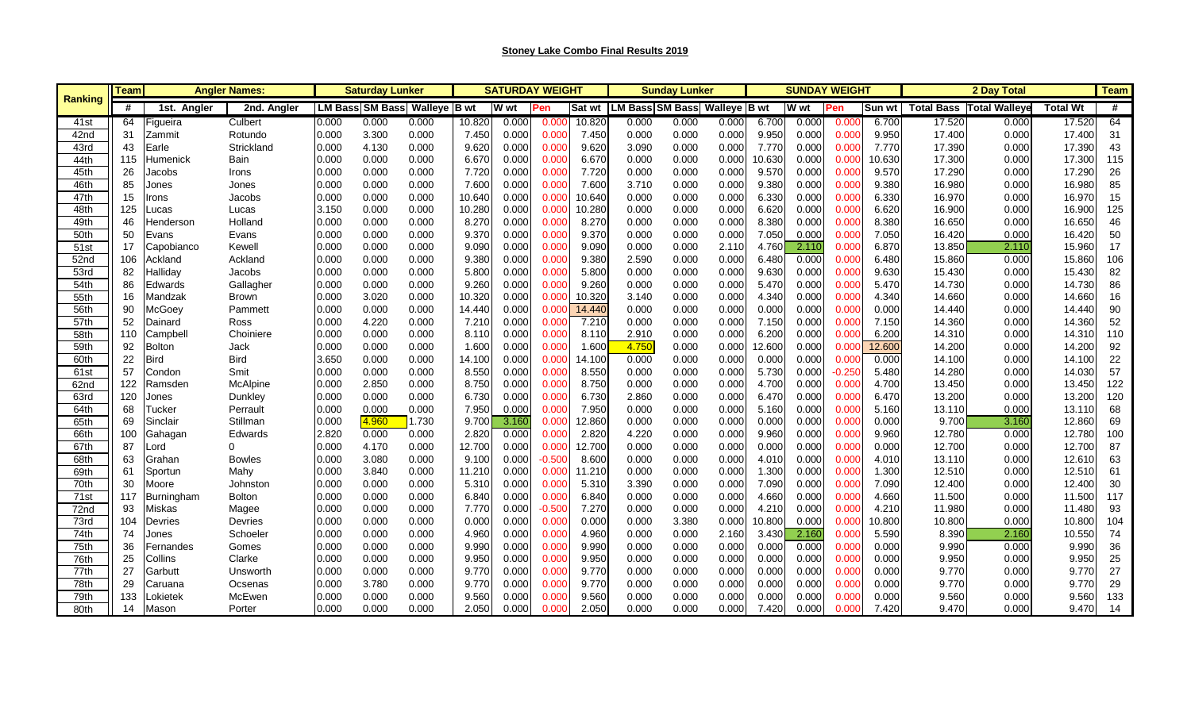**Stoney Lake Combo Final Results 2019**

| Ranking | Team | Angler Names: | | Saturday Lunker | | | SATURDAY WEIGHT | | | | Sunday Lunker | | | SUNDAY WEIGHT | | | | 2 Day Total | | | Team |
|---|---|---|---|---|---|---|---|---|---|---|---|---|---|---|---|---|---|---|---|---|---|
| | # | 1st. Angler | 2nd. Angler | LM Bass | SM Bass | Walleye | B wt | W wt | Pen | Sat wt | LM Bass | SM Bass | Walleye | B wt | W wt | Pen | Sun wt | Total Bass | Total Walleye | Total Wt | # |
| 41st | 64 | Figueira | Culbert | 0.000 | 0.000 | 0.000 | 10.820 | 0.000 | 0.000 | 10.820 | 0.000 | 0.000 | 0.000 | 6.700 | 0.000 | 0.000 | 6.700 | 17.520 | 0.000 | 17.520 | 64 |
| 42nd | 31 | Zammit | Rotundo | 0.000 | 3.300 | 0.000 | 7.450 | 0.000 | 0.000 | 7.450 | 0.000 | 0.000 | 0.000 | 9.950 | 0.000 | 0.000 | 9.950 | 17.400 | 0.000 | 17.400 | 31 |
| 43rd | 43 | Earle | Strickland | 0.000 | 4.130 | 0.000 | 9.620 | 0.000 | 0.000 | 9.620 | 3.090 | 0.000 | 0.000 | 7.770 | 0.000 | 0.000 | 7.770 | 17.390 | 0.000 | 17.390 | 43 |
| 44th | 115 | Humenick | Bain | 0.000 | 0.000 | 0.000 | 6.670 | 0.000 | 0.000 | 6.670 | 0.000 | 0.000 | 0.000 | 10.630 | 0.000 | 0.000 | 10.630 | 17.300 | 0.000 | 17.300 | 115 |
| 45th | 26 | Jacobs | Irons | 0.000 | 0.000 | 0.000 | 7.720 | 0.000 | 0.000 | 7.720 | 0.000 | 0.000 | 0.000 | 9.570 | 0.000 | 0.000 | 9.570 | 17.290 | 0.000 | 17.290 | 26 |
| 46th | 85 | Jones | Jones | 0.000 | 0.000 | 0.000 | 7.600 | 0.000 | 0.000 | 7.600 | 3.710 | 0.000 | 0.000 | 9.380 | 0.000 | 0.000 | 9.380 | 16.980 | 0.000 | 16.980 | 85 |
| 47th | 15 | Irons | Jacobs | 0.000 | 0.000 | 0.000 | 10.640 | 0.000 | 0.000 | 10.640 | 0.000 | 0.000 | 0.000 | 6.330 | 0.000 | 0.000 | 6.330 | 16.970 | 0.000 | 16.970 | 15 |
| 48th | 125 | Lucas | Lucas | 3.150 | 0.000 | 0.000 | 10.280 | 0.000 | 0.000 | 10.280 | 0.000 | 0.000 | 0.000 | 6.620 | 0.000 | 0.000 | 6.620 | 16.900 | 0.000 | 16.900 | 125 |
| 49th | 46 | Henderson | Holland | 0.000 | 0.000 | 0.000 | 8.270 | 0.000 | 0.000 | 8.270 | 0.000 | 0.000 | 0.000 | 8.380 | 0.000 | 0.000 | 8.380 | 16.650 | 0.000 | 16.650 | 46 |
| 50th | 50 | Evans | Evans | 0.000 | 0.000 | 0.000 | 9.370 | 0.000 | 0.000 | 9.370 | 0.000 | 0.000 | 0.000 | 7.050 | 0.000 | 0.000 | 7.050 | 16.420 | 0.000 | 16.420 | 50 |
| 51st | 17 | Capobianco | Kewell | 0.000 | 0.000 | 0.000 | 9.090 | 0.000 | 0.000 | 9.090 | 0.000 | 0.000 | 2.110 | 4.760 | 2.110 | 0.000 | 6.870 | 13.850 | 2.110 | 15.960 | 17 |
| 52nd | 106 | Ackland | Ackland | 0.000 | 0.000 | 0.000 | 9.380 | 0.000 | 0.000 | 9.380 | 2.590 | 0.000 | 0.000 | 6.480 | 0.000 | 0.000 | 6.480 | 15.860 | 0.000 | 15.860 | 106 |
| 53rd | 82 | Halliday | Jacobs | 0.000 | 0.000 | 0.000 | 5.800 | 0.000 | 0.000 | 5.800 | 0.000 | 0.000 | 0.000 | 9.630 | 0.000 | 0.000 | 9.630 | 15.430 | 0.000 | 15.430 | 82 |
| 54th | 86 | Edwards | Gallagher | 0.000 | 0.000 | 0.000 | 9.260 | 0.000 | 0.000 | 9.260 | 0.000 | 0.000 | 0.000 | 5.470 | 0.000 | 0.000 | 5.470 | 14.730 | 0.000 | 14.730 | 86 |
| 55th | 16 | Mandzak | Brown | 0.000 | 3.020 | 0.000 | 10.320 | 0.000 | 0.000 | 10.320 | 3.140 | 0.000 | 0.000 | 4.340 | 0.000 | 0.000 | 4.340 | 14.660 | 0.000 | 14.660 | 16 |
| 56th | 90 | McGoey | Pammett | 0.000 | 0.000 | 0.000 | 14.440 | 0.000 | 0.000 | 14.440 | 0.000 | 0.000 | 0.000 | 0.000 | 0.000 | 0.000 | 0.000 | 14.440 | 0.000 | 14.440 | 90 |
| 57th | 52 | Dainard | Ross | 0.000 | 4.220 | 0.000 | 7.210 | 0.000 | 0.000 | 7.210 | 0.000 | 0.000 | 0.000 | 7.150 | 0.000 | 0.000 | 7.150 | 14.360 | 0.000 | 14.360 | 52 |
| 58th | 110 | Campbell | Choiniere | 0.000 | 0.000 | 0.000 | 8.110 | 0.000 | 0.000 | 8.110 | 2.910 | 0.000 | 0.000 | 6.200 | 0.000 | 0.000 | 6.200 | 14.310 | 0.000 | 14.310 | 110 |
| 59th | 92 | Bolton | Jack | 0.000 | 0.000 | 0.000 | 1.600 | 0.000 | 0.000 | 1.600 | 4.750 | 0.000 | 0.000 | 12.600 | 0.000 | 0.000 | 12.600 | 14.200 | 0.000 | 14.200 | 92 |
| 60th | 22 | Bird | Bird | 3.650 | 0.000 | 0.000 | 14.100 | 0.000 | 0.000 | 14.100 | 0.000 | 0.000 | 0.000 | 0.000 | 0.000 | 0.000 | 0.000 | 14.100 | 0.000 | 14.100 | 22 |
| 61st | 57 | Condon | Smit | 0.000 | 0.000 | 0.000 | 8.550 | 0.000 | 0.000 | 8.550 | 0.000 | 0.000 | 0.000 | 5.730 | 0.000 | -0.250 | 5.480 | 14.280 | 0.000 | 14.030 | 57 |
| 62nd | 122 | Ramsden | McAlpine | 0.000 | 2.850 | 0.000 | 8.750 | 0.000 | 0.000 | 8.750 | 0.000 | 0.000 | 0.000 | 4.700 | 0.000 | 0.000 | 4.700 | 13.450 | 0.000 | 13.450 | 122 |
| 63rd | 120 | Jones | Dunkley | 0.000 | 0.000 | 0.000 | 6.730 | 0.000 | 0.000 | 6.730 | 2.860 | 0.000 | 0.000 | 6.470 | 0.000 | 0.000 | 6.470 | 13.200 | 0.000 | 13.200 | 120 |
| 64th | 68 | Tucker | Perrault | 0.000 | 0.000 | 0.000 | 7.950 | 0.000 | 0.000 | 7.950 | 0.000 | 0.000 | 0.000 | 5.160 | 0.000 | 0.000 | 5.160 | 13.110 | 0.000 | 13.110 | 68 |
| 65th | 69 | Sinclair | Stillman | 0.000 | 4.960 | 1.730 | 9.700 | 3.160 | 0.000 | 12.860 | 0.000 | 0.000 | 0.000 | 0.000 | 0.000 | 0.000 | 0.000 | 9.700 | 3.160 | 12.860 | 69 |
| 66th | 100 | Gahagan | Edwards | 2.820 | 0.000 | 0.000 | 2.820 | 0.000 | 0.000 | 2.820 | 4.220 | 0.000 | 0.000 | 9.960 | 0.000 | 0.000 | 9.960 | 12.780 | 0.000 | 12.780 | 100 |
| 67th | 87 | Lord | 0 | 0.000 | 4.170 | 0.000 | 12.700 | 0.000 | 0.000 | 12.700 | 0.000 | 0.000 | 0.000 | 0.000 | 0.000 | 0.000 | 0.000 | 12.700 | 0.000 | 12.700 | 87 |
| 68th | 63 | Grahan | Bowles | 0.000 | 3.080 | 0.000 | 9.100 | 0.000 | -0.500 | 8.600 | 0.000 | 0.000 | 0.000 | 4.010 | 0.000 | 0.000 | 4.010 | 13.110 | 0.000 | 12.610 | 63 |
| 69th | 61 | Sportun | Mahy | 0.000 | 3.840 | 0.000 | 11.210 | 0.000 | 0.000 | 11.210 | 0.000 | 0.000 | 0.000 | 1.300 | 0.000 | 0.000 | 1.300 | 12.510 | 0.000 | 12.510 | 61 |
| 70th | 30 | Moore | Johnston | 0.000 | 0.000 | 0.000 | 5.310 | 0.000 | 0.000 | 5.310 | 3.390 | 0.000 | 0.000 | 7.090 | 0.000 | 0.000 | 7.090 | 12.400 | 0.000 | 12.400 | 30 |
| 71st | 117 | Burningham | Bolton | 0.000 | 0.000 | 0.000 | 6.840 | 0.000 | 0.000 | 6.840 | 0.000 | 0.000 | 0.000 | 4.660 | 0.000 | 0.000 | 4.660 | 11.500 | 0.000 | 11.500 | 117 |
| 72nd | 93 | Miskas | Magee | 0.000 | 0.000 | 0.000 | 7.770 | 0.000 | -0.500 | 7.270 | 0.000 | 0.000 | 0.000 | 4.210 | 0.000 | 0.000 | 4.210 | 11.980 | 0.000 | 11.480 | 93 |
| 73rd | 104 | Devries | Devries | 0.000 | 0.000 | 0.000 | 0.000 | 0.000 | 0.000 | 0.000 | 0.000 | 3.380 | 0.000 | 10.800 | 0.000 | 0.000 | 10.800 | 10.800 | 0.000 | 10.800 | 104 |
| 74th | 74 | Jones | Schoeler | 0.000 | 0.000 | 0.000 | 4.960 | 0.000 | 0.000 | 4.960 | 0.000 | 0.000 | 2.160 | 3.430 | 2.160 | 0.000 | 5.590 | 8.390 | 2.160 | 10.550 | 74 |
| 75th | 36 | Fernandes | Gomes | 0.000 | 0.000 | 0.000 | 9.990 | 0.000 | 0.000 | 9.990 | 0.000 | 0.000 | 0.000 | 0.000 | 0.000 | 0.000 | 0.000 | 9.990 | 0.000 | 9.990 | 36 |
| 76th | 25 | Collins | Clarke | 0.000 | 0.000 | 0.000 | 9.950 | 0.000 | 0.000 | 9.950 | 0.000 | 0.000 | 0.000 | 0.000 | 0.000 | 0.000 | 0.000 | 9.950 | 0.000 | 9.950 | 25 |
| 77th | 27 | Garbutt | Unsworth | 0.000 | 0.000 | 0.000 | 9.770 | 0.000 | 0.000 | 9.770 | 0.000 | 0.000 | 0.000 | 0.000 | 0.000 | 0.000 | 0.000 | 9.770 | 0.000 | 9.770 | 27 |
| 78th | 29 | Caruana | Ocsenas | 0.000 | 3.780 | 0.000 | 9.770 | 0.000 | 0.000 | 9.770 | 0.000 | 0.000 | 0.000 | 0.000 | 0.000 | 0.000 | 0.000 | 9.770 | 0.000 | 9.770 | 29 |
| 79th | 133 | Lokietek | McEwen | 0.000 | 0.000 | 0.000 | 9.560 | 0.000 | 0.000 | 9.560 | 0.000 | 0.000 | 0.000 | 0.000 | 0.000 | 0.000 | 0.000 | 9.560 | 0.000 | 9.560 | 133 |
| 80th | 14 | Mason | Porter | 0.000 | 0.000 | 0.000 | 2.050 | 0.000 | 0.000 | 2.050 | 0.000 | 0.000 | 0.000 | 7.420 | 0.000 | 0.000 | 7.420 | 9.470 | 0.000 | 9.470 | 14 |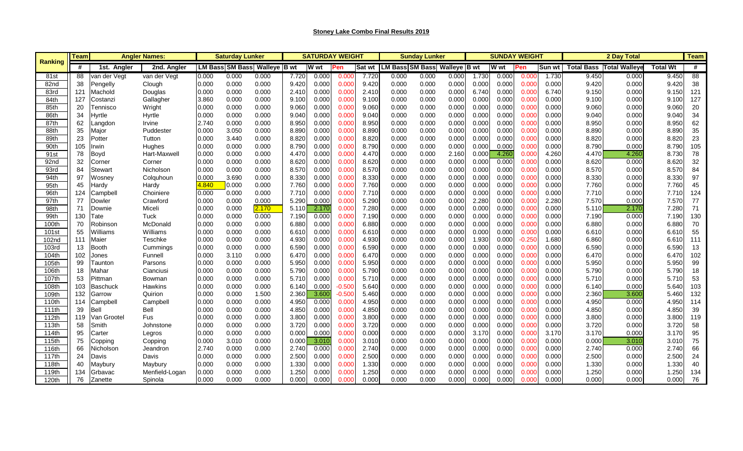**Stoney Lake Combo Final Results 2019**

| Ranking | Team | Angler Names: | | Saturday Lunker | | | SATURDAY WEIGHT | | | | Sunday Lunker | | | SUNDAY WEIGHT | | | | 2 Day Total | | | Team |
|---|---|---|---|---|---|---|---|---|---|---|---|---|---|---|---|---|---|---|---|---|---|
| | # | 1st. Angler | 2nd. Angler | LM Bass | SM Bass | Walleye | B wt | W wt | Pen | Sat wt | LM Bass | SM Bass | Walleye | B wt | W wt | Pen | Sun wt | Total Bass | Total Walleye | Total Wt | # |
| 81st | 88 | van der Vegt | van der Vegt | 0.000 | 0.000 | 0.000 | 7.720 | 0.000 | 0.000 | 7.720 | 0.000 | 0.000 | 0.000 | 1.730 | 0.000 | 0.000 | 1.730 | 9.450 | 0.000 | 9.450 | 88 |
| 82nd | 38 | Pengelly | Clough | 0.000 | 0.000 | 0.000 | 9.420 | 0.000 | 0.000 | 9.420 | 0.000 | 0.000 | 0.000 | 0.000 | 0.000 | 0.000 | 0.000 | 9.420 | 0.000 | 9.420 | 38 |
| 83rd | 121 | Machold | Douglas | 0.000 | 0.000 | 0.000 | 2.410 | 0.000 | 0.000 | 2.410 | 0.000 | 0.000 | 0.000 | 6.740 | 0.000 | 0.000 | 6.740 | 9.150 | 0.000 | 9.150 | 121 |
| 84th | 127 | Costanzi | Gallagher | 3.860 | 0.000 | 0.000 | 9.100 | 0.000 | 0.000 | 9.100 | 0.000 | 0.000 | 0.000 | 0.000 | 0.000 | 0.000 | 0.000 | 9.100 | 0.000 | 9.100 | 127 |
| 85th | 20 | Tennisco | Wright | 0.000 | 0.000 | 0.000 | 9.060 | 0.000 | 0.000 | 9.060 | 0.000 | 0.000 | 0.000 | 0.000 | 0.000 | 0.000 | 0.000 | 9.060 | 0.000 | 9.060 | 20 |
| 86th | 34 | Hyrtle | Hyrtle | 0.000 | 0.000 | 0.000 | 9.040 | 0.000 | 0.000 | 9.040 | 0.000 | 0.000 | 0.000 | 0.000 | 0.000 | 0.000 | 0.000 | 9.040 | 0.000 | 9.040 | 34 |
| 87th | 62 | Langdon | Irvine | 2.740 | 0.000 | 0.000 | 8.950 | 0.000 | 0.000 | 8.950 | 0.000 | 0.000 | 0.000 | 0.000 | 0.000 | 0.000 | 0.000 | 8.950 | 0.000 | 8.950 | 62 |
| 88th | 35 | Major | Puddester | 0.000 | 3.050 | 0.000 | 8.890 | 0.000 | 0.000 | 8.890 | 0.000 | 0.000 | 0.000 | 0.000 | 0.000 | 0.000 | 0.000 | 8.890 | 0.000 | 8.890 | 35 |
| 89th | 23 | Potter | Tutton | 0.000 | 3.440 | 0.000 | 8.820 | 0.000 | 0.000 | 8.820 | 0.000 | 0.000 | 0.000 | 0.000 | 0.000 | 0.000 | 0.000 | 8.820 | 0.000 | 8.820 | 23 |
| 90th | 105 | Irwin | Hughes | 0.000 | 0.000 | 0.000 | 8.790 | 0.000 | 0.000 | 8.790 | 0.000 | 0.000 | 0.000 | 0.000 | 0.000 | 0.000 | 0.000 | 8.790 | 0.000 | 8.790 | 105 |
| 91st | 78 | Boyd | Hart-Maxwell | 0.000 | 0.000 | 0.000 | 4.470 | 0.000 | 0.000 | 4.470 | 0.000 | 0.000 | 2.160 | 0.000 | 4.260 | 0.000 | 4.260 | 4.470 | 4.260 | 8.730 | 78 |
| 92nd | 32 | Corner | Corner | 0.000 | 0.000 | 0.000 | 8.620 | 0.000 | 0.000 | 8.620 | 0.000 | 0.000 | 0.000 | 0.000 | 0.000 | 0.000 | 0.000 | 8.620 | 0.000 | 8.620 | 32 |
| 93rd | 84 | Stewart | Nicholson | 0.000 | 0.000 | 0.000 | 8.570 | 0.000 | 0.000 | 8.570 | 0.000 | 0.000 | 0.000 | 0.000 | 0.000 | 0.000 | 0.000 | 8.570 | 0.000 | 8.570 | 84 |
| 94th | 97 | Wosney | Colquhoun | 0.000 | 3.690 | 0.000 | 8.330 | 0.000 | 0.000 | 8.330 | 0.000 | 0.000 | 0.000 | 0.000 | 0.000 | 0.000 | 0.000 | 8.330 | 0.000 | 8.330 | 97 |
| 95th | 45 | Hardy | Hardy | 4.840 | 0.000 | 0.000 | 7.760 | 0.000 | 0.000 | 7.760 | 0.000 | 0.000 | 0.000 | 0.000 | 0.000 | 0.000 | 0.000 | 7.760 | 0.000 | 7.760 | 45 |
| 96th | 124 | Campbell | Choiniere | 0.000 | 0.000 | 0.000 | 7.710 | 0.000 | 0.000 | 7.710 | 0.000 | 0.000 | 0.000 | 0.000 | 0.000 | 0.000 | 0.000 | 7.710 | 0.000 | 7.710 | 124 |
| 97th | 77 | Dowler | Crawford | 0.000 | 0.000 | 0.000 | 5.290 | 0.000 | 0.000 | 5.290 | 0.000 | 0.000 | 0.000 | 2.280 | 0.000 | 0.000 | 2.280 | 7.570 | 0.000 | 7.570 | 77 |
| 98th | 71 | Downie | Miceli | 0.000 | 0.000 | 2.170 | 5.110 | 2.170 | 0.000 | 7.280 | 0.000 | 0.000 | 0.000 | 0.000 | 0.000 | 0.000 | 0.000 | 5.110 | 2.170 | 7.280 | 71 |
| 99th | 130 | Tate | Tuck | 0.000 | 0.000 | 0.000 | 7.190 | 0.000 | 0.000 | 7.190 | 0.000 | 0.000 | 0.000 | 0.000 | 0.000 | 0.000 | 0.000 | 7.190 | 0.000 | 7.190 | 130 |
| 100th | 70 | Robinson | McDonald | 0.000 | 0.000 | 0.000 | 6.880 | 0.000 | 0.000 | 6.880 | 0.000 | 0.000 | 0.000 | 0.000 | 0.000 | 0.000 | 0.000 | 6.880 | 0.000 | 6.880 | 70 |
| 101st | 55 | Williams | Williams | 0.000 | 0.000 | 0.000 | 6.610 | 0.000 | 0.000 | 6.610 | 0.000 | 0.000 | 0.000 | 0.000 | 0.000 | 0.000 | 0.000 | 6.610 | 0.000 | 6.610 | 55 |
| 102nd | 111 | Maier | Teschke | 0.000 | 0.000 | 0.000 | 4.930 | 0.000 | 0.000 | 4.930 | 0.000 | 0.000 | 0.000 | 1.930 | 0.000 | -0.250 | 1.680 | 6.860 | 0.000 | 6.610 | 111 |
| 103rd | 13 | Booth | Cummings | 0.000 | 0.000 | 0.000 | 6.590 | 0.000 | 0.000 | 6.590 | 0.000 | 0.000 | 0.000 | 0.000 | 0.000 | 0.000 | 0.000 | 6.590 | 0.000 | 6.590 | 13 |
| 104th | 102 | Jones | Funnell | 0.000 | 3.110 | 0.000 | 6.470 | 0.000 | 0.000 | 6.470 | 0.000 | 0.000 | 0.000 | 0.000 | 0.000 | 0.000 | 0.000 | 6.470 | 0.000 | 6.470 | 102 |
| 105th | 99 | Taunton | Parsons | 0.000 | 0.000 | 0.000 | 5.950 | 0.000 | 0.000 | 5.950 | 0.000 | 0.000 | 0.000 | 0.000 | 0.000 | 0.000 | 0.000 | 5.950 | 0.000 | 5.950 | 99 |
| 106th | 18 | Mahar | Cianciusi | 0.000 | 0.000 | 0.000 | 5.790 | 0.000 | 0.000 | 5.790 | 0.000 | 0.000 | 0.000 | 0.000 | 0.000 | 0.000 | 0.000 | 5.790 | 0.000 | 5.790 | 18 |
| 107th | 53 | Pittman | Bowman | 0.000 | 0.000 | 0.000 | 5.710 | 0.000 | 0.000 | 5.710 | 0.000 | 0.000 | 0.000 | 0.000 | 0.000 | 0.000 | 0.000 | 5.710 | 0.000 | 5.710 | 53 |
| 108th | 103 | Baschuck | Hawkins | 0.000 | 0.000 | 0.000 | 6.140 | 0.000 | -0.500 | 5.640 | 0.000 | 0.000 | 0.000 | 0.000 | 0.000 | 0.000 | 0.000 | 6.140 | 0.000 | 5.640 | 103 |
| 109th | 132 | Garrow | Quirion | 0.000 | 0.000 | 1.500 | 2.360 | 3.600 | -0.500 | 5.460 | 0.000 | 0.000 | 0.000 | 0.000 | 0.000 | 0.000 | 0.000 | 2.360 | 3.600 | 5.460 | 132 |
| 110th | 114 | Campbell | Campbell | 0.000 | 0.000 | 0.000 | 4.950 | 0.000 | 0.000 | 4.950 | 0.000 | 0.000 | 0.000 | 0.000 | 0.000 | 0.000 | 0.000 | 4.950 | 0.000 | 4.950 | 114 |
| 111th | 39 | Bell | Bell | 0.000 | 0.000 | 0.000 | 4.850 | 0.000 | 0.000 | 4.850 | 0.000 | 0.000 | 0.000 | 0.000 | 0.000 | 0.000 | 0.000 | 4.850 | 0.000 | 4.850 | 39 |
| 112th | 119 | Van Grootel | Fus | 0.000 | 0.000 | 0.000 | 3.800 | 0.000 | 0.000 | 3.800 | 0.000 | 0.000 | 0.000 | 0.000 | 0.000 | 0.000 | 0.000 | 3.800 | 0.000 | 3.800 | 119 |
| 113th | 58 | Smith | Johnstone | 0.000 | 0.000 | 0.000 | 3.720 | 0.000 | 0.000 | 3.720 | 0.000 | 0.000 | 0.000 | 0.000 | 0.000 | 0.000 | 0.000 | 3.720 | 0.000 | 3.720 | 58 |
| 114th | 95 | Carter | Legros | 0.000 | 0.000 | 0.000 | 0.000 | 0.000 | 0.000 | 0.000 | 0.000 | 0.000 | 0.000 | 3.170 | 0.000 | 0.000 | 3.170 | 3.170 | 0.000 | 3.170 | 95 |
| 115th | 75 | Copping | Copping | 0.000 | 3.010 | 0.000 | 0.000 | 3.010 | 0.000 | 3.010 | 0.000 | 0.000 | 0.000 | 0.000 | 0.000 | 0.000 | 0.000 | 0.000 | 3.010 | 3.010 | 75 |
| 116th | 66 | Nicholson | Jeandron | 2.740 | 0.000 | 0.000 | 2.740 | 0.000 | 0.000 | 2.740 | 0.000 | 0.000 | 0.000 | 0.000 | 0.000 | 0.000 | 0.000 | 2.740 | 0.000 | 2.740 | 66 |
| 117th | 24 | Davis | Davis | 0.000 | 0.000 | 0.000 | 2.500 | 0.000 | 0.000 | 2.500 | 0.000 | 0.000 | 0.000 | 0.000 | 0.000 | 0.000 | 0.000 | 2.500 | 0.000 | 2.500 | 24 |
| 118th | 40 | Maybury | Maybury | 0.000 | 0.000 | 0.000 | 1.330 | 0.000 | 0.000 | 1.330 | 0.000 | 0.000 | 0.000 | 0.000 | 0.000 | 0.000 | 0.000 | 1.330 | 0.000 | 1.330 | 40 |
| 119th | 134 | Grbavac | Menfield-Logan | 0.000 | 0.000 | 0.000 | 1.250 | 0.000 | 0.000 | 1.250 | 0.000 | 0.000 | 0.000 | 0.000 | 0.000 | 0.000 | 0.000 | 1.250 | 0.000 | 1.250 | 134 |
| 120th | 76 | Zanette | Spinola | 0.000 | 0.000 | 0.000 | 0.000 | 0.000 | 0.000 | 0.000 | 0.000 | 0.000 | 0.000 | 0.000 | 0.000 | 0.000 | 0.000 | 0.000 | 0.000 | 0.000 | 76 |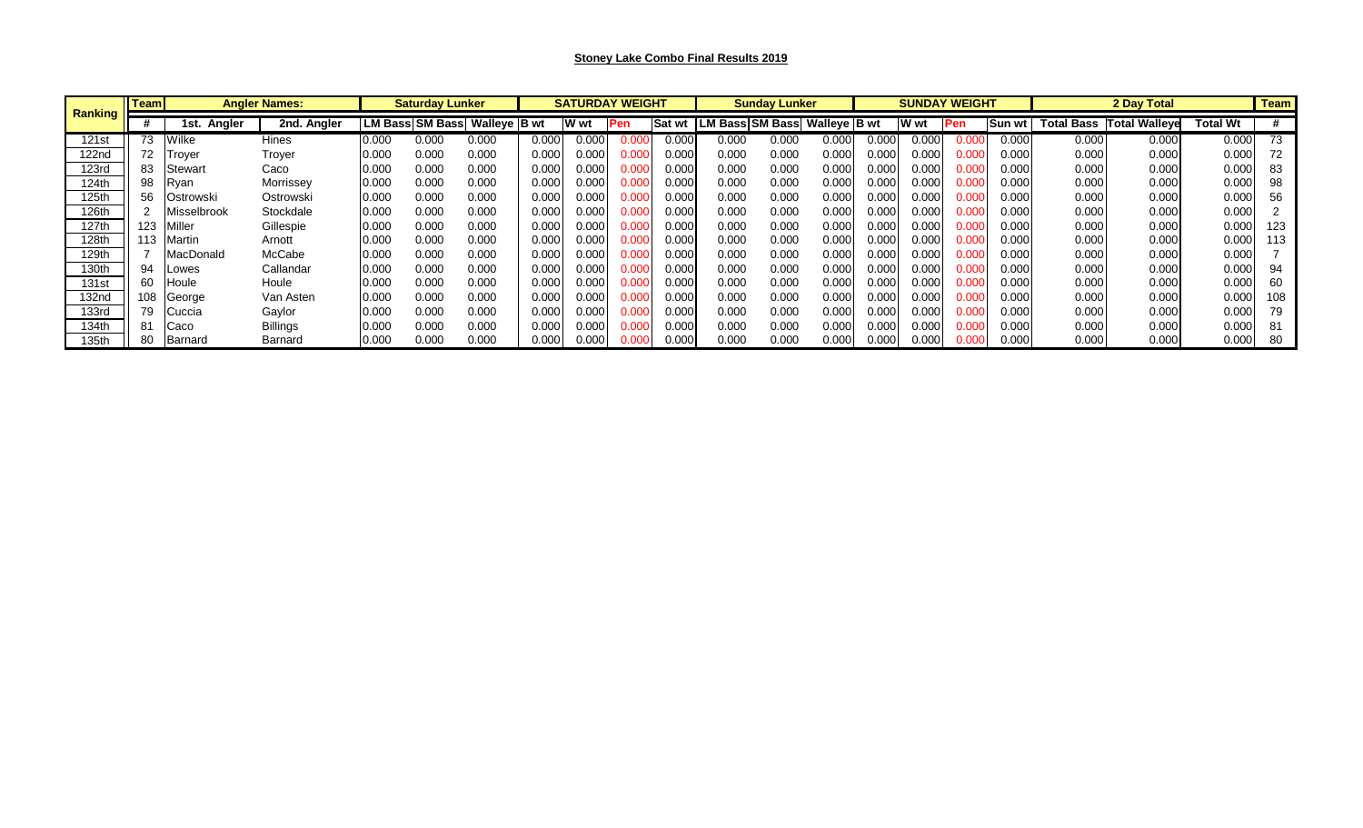**Stoney Lake Combo Final Results 2019**

| Ranking | Team | Angler Names: | | Saturday Lunker | | | SATURDAY WEIGHT | | | | Sunday Lunker | | | SUNDAY WEIGHT | | | | 2 Day Total | | | Team |
|---|---|---|---|---|---|---|---|---|---|---|---|---|---|---|---|---|---|---|---|---|---|
| | # | 1st. Angler | 2nd. Angler | LM Bass | SM Bass | Walleye | B wt | W wt | Pen | Sat wt | LM Bass | SM Bass | Walleye | B wt | W wt | Pen | Sun wt | Total Bass | Total Walleye | Total Wt | # |
| 121st | 73 | Wilke | Hines | 0.000 | 0.000 | 0.000 | 0.000 | 0.000 | 0.000 | 0.000 | 0.000 | 0.000 | 0.000 | 0.000 | 0.000 | 0.000 | 0.000 | 0.000 | 0.000 | 0.000 | 73 |
| 122nd | 72 | Troyer | Troyer | 0.000 | 0.000 | 0.000 | 0.000 | 0.000 | 0.000 | 0.000 | 0.000 | 0.000 | 0.000 | 0.000 | 0.000 | 0.000 | 0.000 | 0.000 | 0.000 | 0.000 | 72 |
| 123rd | 83 | Stewart | Caco | 0.000 | 0.000 | 0.000 | 0.000 | 0.000 | 0.000 | 0.000 | 0.000 | 0.000 | 0.000 | 0.000 | 0.000 | 0.000 | 0.000 | 0.000 | 0.000 | 0.000 | 83 |
| 124th | 98 | Ryan | Morrissey | 0.000 | 0.000 | 0.000 | 0.000 | 0.000 | 0.000 | 0.000 | 0.000 | 0.000 | 0.000 | 0.000 | 0.000 | 0.000 | 0.000 | 0.000 | 0.000 | 0.000 | 98 |
| 125th | 56 | Ostrowski | Ostrowski | 0.000 | 0.000 | 0.000 | 0.000 | 0.000 | 0.000 | 0.000 | 0.000 | 0.000 | 0.000 | 0.000 | 0.000 | 0.000 | 0.000 | 0.000 | 0.000 | 0.000 | 56 |
| 126th | 2 | Misselbrook | Stockdale | 0.000 | 0.000 | 0.000 | 0.000 | 0.000 | 0.000 | 0.000 | 0.000 | 0.000 | 0.000 | 0.000 | 0.000 | 0.000 | 0.000 | 0.000 | 0.000 | 0.000 | 2 |
| 127th | 123 | Miller | Gillespie | 0.000 | 0.000 | 0.000 | 0.000 | 0.000 | 0.000 | 0.000 | 0.000 | 0.000 | 0.000 | 0.000 | 0.000 | 0.000 | 0.000 | 0.000 | 0.000 | 0.000 | 123 |
| 128th | 113 | Martin | Arnott | 0.000 | 0.000 | 0.000 | 0.000 | 0.000 | 0.000 | 0.000 | 0.000 | 0.000 | 0.000 | 0.000 | 0.000 | 0.000 | 0.000 | 0.000 | 0.000 | 0.000 | 113 |
| 129th | 7 | MacDonald | McCabe | 0.000 | 0.000 | 0.000 | 0.000 | 0.000 | 0.000 | 0.000 | 0.000 | 0.000 | 0.000 | 0.000 | 0.000 | 0.000 | 0.000 | 0.000 | 0.000 | 0.000 | 7 |
| 130th | 94 | Lowes | Callandar | 0.000 | 0.000 | 0.000 | 0.000 | 0.000 | 0.000 | 0.000 | 0.000 | 0.000 | 0.000 | 0.000 | 0.000 | 0.000 | 0.000 | 0.000 | 0.000 | 0.000 | 94 |
| 131st | 60 | Houle | Houle | 0.000 | 0.000 | 0.000 | 0.000 | 0.000 | 0.000 | 0.000 | 0.000 | 0.000 | 0.000 | 0.000 | 0.000 | 0.000 | 0.000 | 0.000 | 0.000 | 0.000 | 60 |
| 132nd | 108 | George | Van Asten | 0.000 | 0.000 | 0.000 | 0.000 | 0.000 | 0.000 | 0.000 | 0.000 | 0.000 | 0.000 | 0.000 | 0.000 | 0.000 | 0.000 | 0.000 | 0.000 | 0.000 | 108 |
| 133rd | 79 | Cuccia | Gaylor | 0.000 | 0.000 | 0.000 | 0.000 | 0.000 | 0.000 | 0.000 | 0.000 | 0.000 | 0.000 | 0.000 | 0.000 | 0.000 | 0.000 | 0.000 | 0.000 | 0.000 | 79 |
| 134th | 81 | Caco | Billings | 0.000 | 0.000 | 0.000 | 0.000 | 0.000 | 0.000 | 0.000 | 0.000 | 0.000 | 0.000 | 0.000 | 0.000 | 0.000 | 0.000 | 0.000 | 0.000 | 0.000 | 81 |
| 135th | 80 | Barnard | Barnard | 0.000 | 0.000 | 0.000 | 0.000 | 0.000 | 0.000 | 0.000 | 0.000 | 0.000 | 0.000 | 0.000 | 0.000 | 0.000 | 0.000 | 0.000 | 0.000 | 0.000 | 80 |